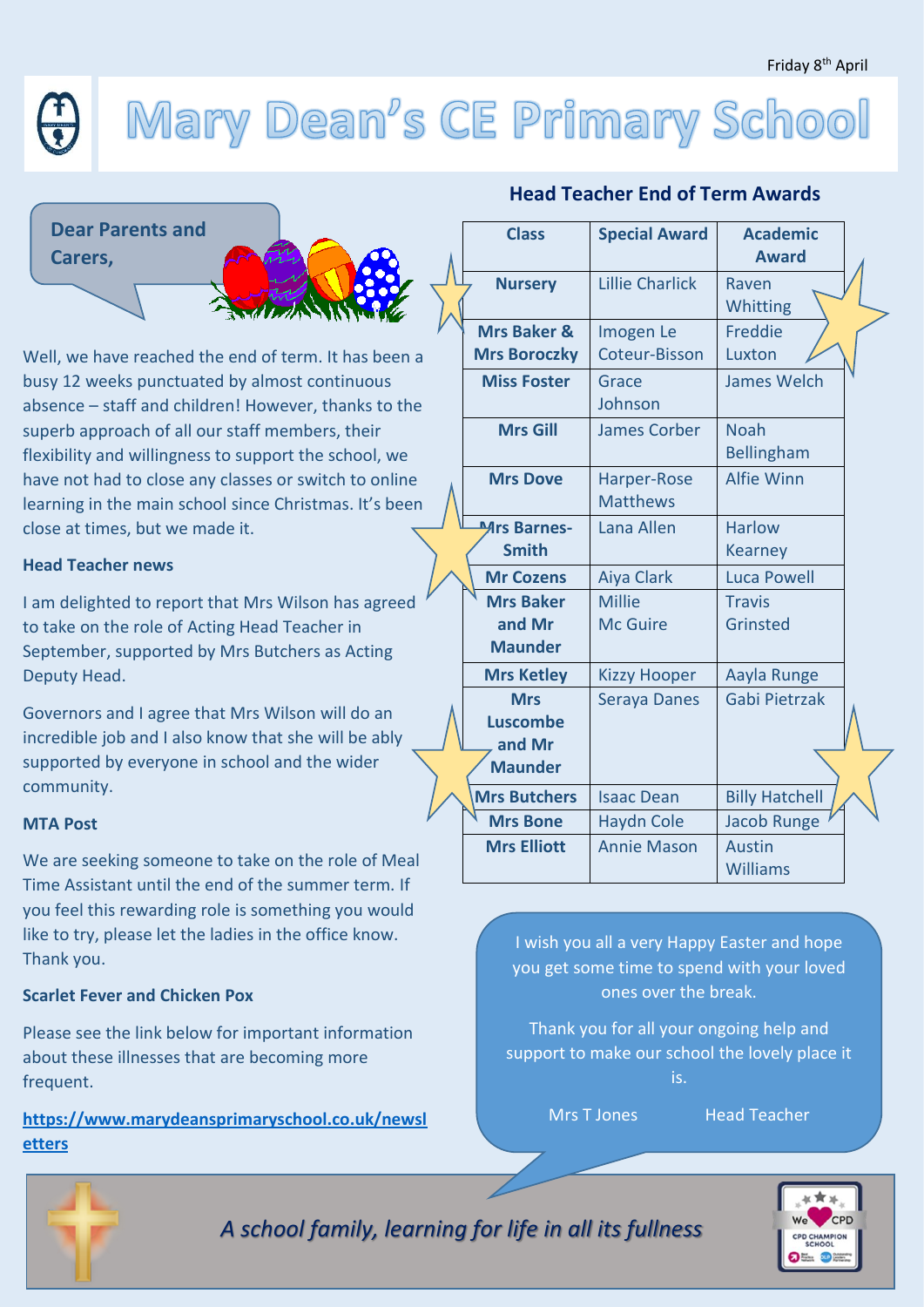Friday 8th April

# Mary Dean's CE Primary School

**Dear Parents and Carers,**

Well, we have reached the end of term. It has been a busy 12 weeks punctuated by almost continuous absence – staff and children! However, thanks to the superb approach of all our staff members, their flexibility and willingness to support the school, we have not had to close any classes or switch to online learning in the main school since Christmas. It's been close at times, but we made it.

### Head Teacher news

I am delighted to report that Mrs Wilson has agreed to take on the role of Acting Head Teacher in September, supported by Mrs Butchers as Acting Deputy Head.

Governors and I agree that Mrs Wilson will do an incredible job and I also know that she will be ably supported by everyone in school and the wider community.

### MTA Post

We are seeking someone to take on the role of Meal Time Assistant until the end of the summer term. If you feel this rewarding role is something you would like to try, please let the ladies in the office know. Thank you.

### Scarlet Fever and Chicken Pox

Please see the link below for important information about these illnesses that are becoming more frequent.

**https://www.marydeansprimaryschool.co.uk/newsletters**

## Head Teacher End of Term Awards

| Class | Special Award | Academic Award |
|---|---|---|
| Nursery | Lillie Charlick | Raven Whitting |
| Mrs Baker & Mrs Boroczky | Imogen Le Coteur-Bisson | Freddie Luxton |
| Miss Foster | Grace Johnson | James Welch |
| Mrs Gill | James Corber | Noah Bellingham |
| Mrs Dove | Harper-Rose Matthews | Alfie Winn |
| Mrs Barnes-Smith | Lana Allen | Harlow Kearney |
| Mr Cozens | Aiya Clark | Luca Powell |
| Mrs Baker and Mr Maunder | Millie Mc Guire | Travis Grinsted |
| Mrs Ketley | Kizzy Hooper | Aayla Runge |
| Mrs Luscombe and Mr Maunder | Seraya Danes | Gabi Pietrzak |
| Mrs Butchers | Isaac Dean | Billy Hatchell |
| Mrs Bone | Haydn Cole | Jacob Runge |
| Mrs Elliott | Annie Mason | Austin Williams |

I wish you all a very Happy Easter and hope you get some time to spend with your loved ones over the break.

Thank you for all your ongoing help and support to make our school the lovely place it is.

Mrs T Jones Head Teacher

*A school family, learning for life in all its fullness*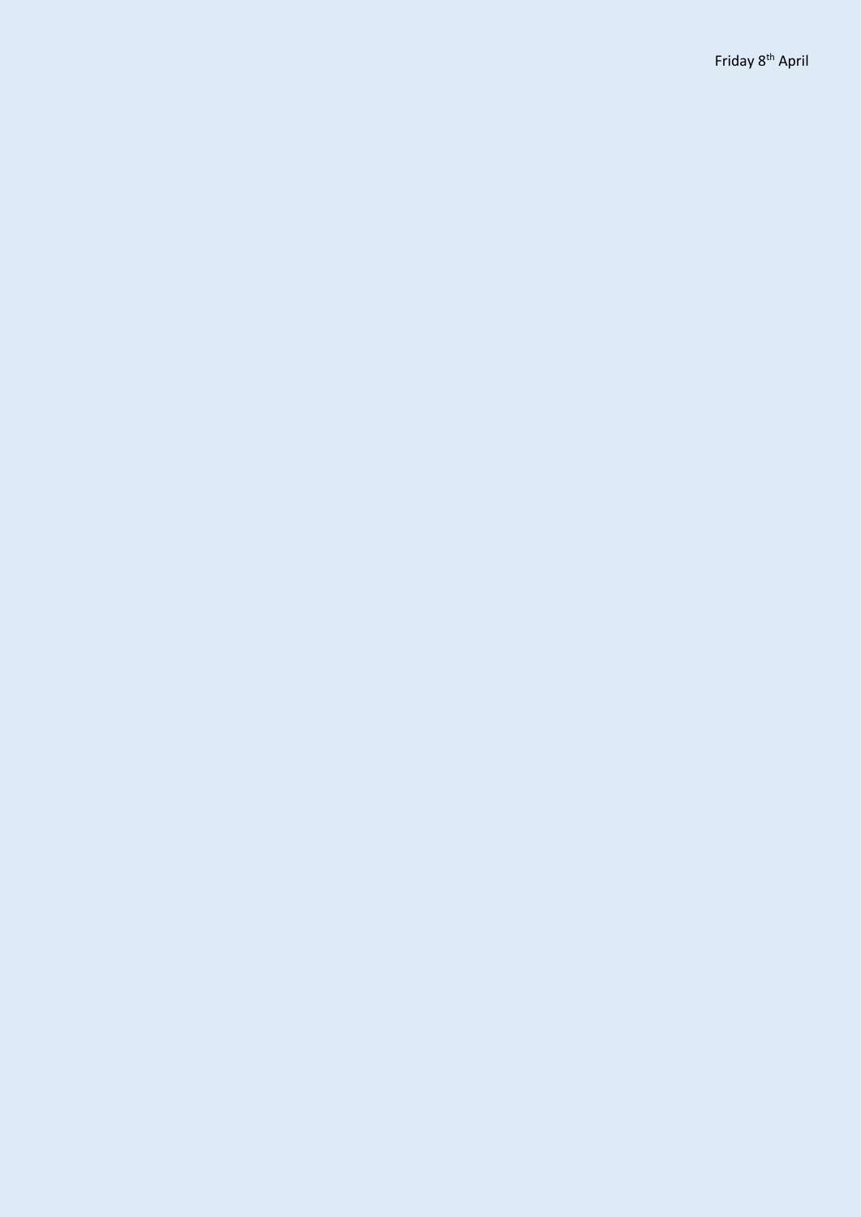Friday 8th April